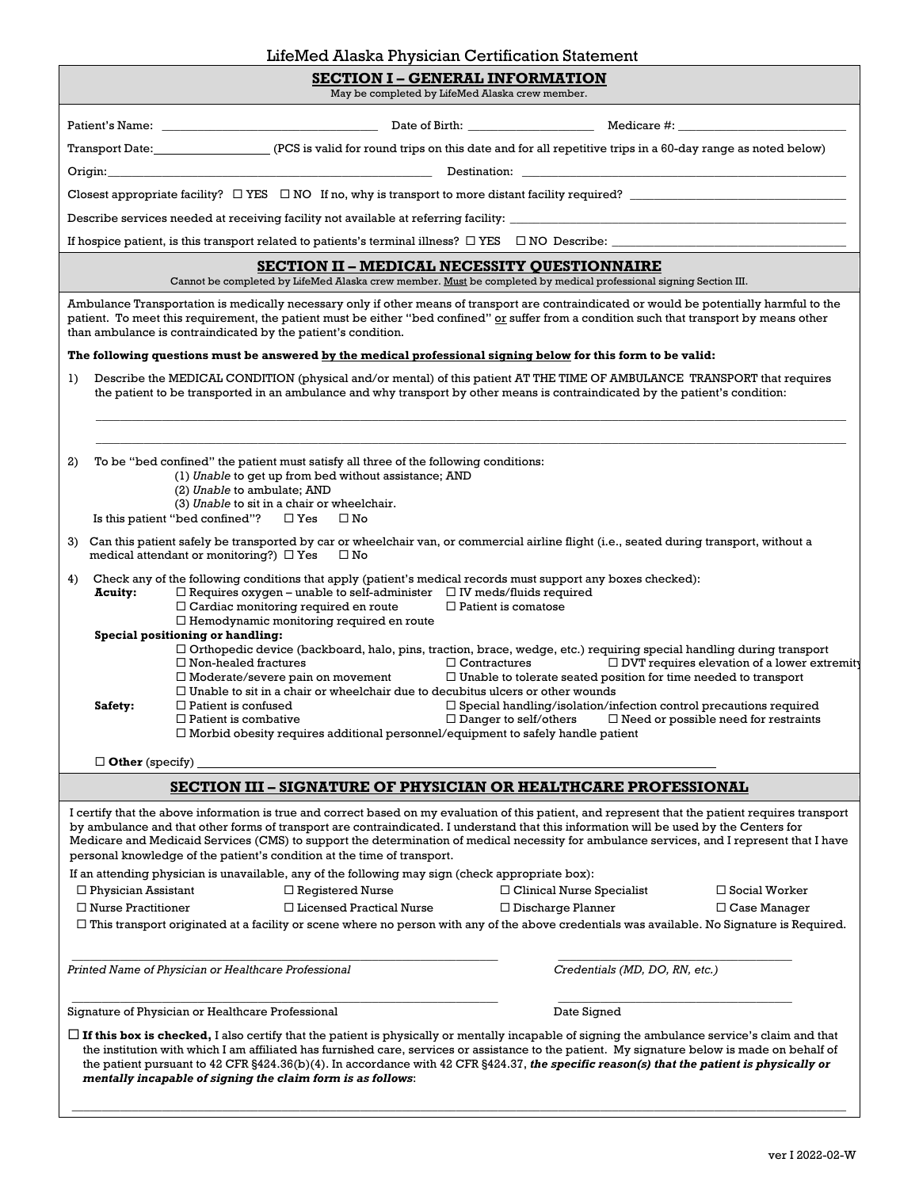# LifeMed Alaska Physician Certification Statement

## SECTION I – GENERAL INFORMATION

May be completed by LifeMed Alaska crew member.

Patient's Name: ______________________ Date of Birth: ______________ Medicare #: ____________________

Transport Date: ______________ (PCS is valid for round trips on this date and for all repetitive trips in a 60-day range as noted below)

Origin: ________________________________ Destination: ________________________________

Closest appropriate facility? ☐ YES ☐ NO If no, why is transport to more distant facility required? ____________________

Describe services needed at receiving facility not available at referring facility: ________________________________

If hospice patient, is this transport related to patients's terminal illness? ☐ YES ☐ NO Describe: ____________________

## SECTION II – MEDICAL NECESSITY QUESTIONNAIRE

Cannot be completed by LifeMed Alaska crew member. Must be completed by medical professional signing Section III.

Ambulance Transportation is medically necessary only if other means of transport are contraindicated or would be potentially harmful to the patient. To meet this requirement, the patient must be either "bed confined" or suffer from a condition such that transport by means other than ambulance is contraindicated by the patient's condition.

**The following questions must be answered by the medical professional signing below for this form to be valid:**

1) Describe the MEDICAL CONDITION (physical and/or mental) of this patient AT THE TIME OF AMBULANCE TRANSPORT that requires the patient to be transported in an ambulance and why transport by other means is contraindicated by the patient's condition:

________________________________________________________________________________

________________________________________________________________________________

2) To be "bed confined" the patient must satisfy all three of the following conditions:
   (1) *Unable* to get up from bed without assistance; AND
   (2) *Unable* to ambulate; AND
   (3) *Unable* to sit in a chair or wheelchair.

   Is this patient "bed confined"? ☐ Yes ☐ No

3) Can this patient safely be transported by car or wheelchair van, or commercial airline flight (i.e., seated during transport, without a medical attendant or monitoring?) ☐ Yes ☐ No

4) Check any of the following conditions that apply (patient's medical records must support any boxes checked):

**Acuity:**
- ☐ Requires oxygen – unable to self-administer
- ☐ IV meds/fluids required
- ☐ Cardiac monitoring required en route
- ☐ Patient is comatose
- ☐ Hemodynamic monitoring required en route

**Special positioning or handling:**
- ☐ Orthopedic device (backboard, halo, pins, traction, brace, wedge, etc.) requiring special handling during transport
- ☐ Non-healed fractures
- ☐ Contractures
- ☐ DVT requires elevation of a lower extremity
- ☐ Moderate/severe pain on movement
- ☐ Unable to tolerate seated position for time needed to transport
- ☐ Unable to sit in a chair or wheelchair due to decubitus ulcers or other wounds

**Safety:**
- ☐ Patient is confused
- ☐ Special handling/isolation/infection control precautions required
- ☐ Patient is combative
- ☐ Danger to self/others
- ☐ Need or possible need for restraints
- ☐ Morbid obesity requires additional personnel/equipment to safely handle patient

☐ **Other** (specify) ________________________________________________

## SECTION III – SIGNATURE OF PHYSICIAN OR HEALTHCARE PROFESSIONAL

I certify that the above information is true and correct based on my evaluation of this patient, and represent that the patient requires transport by ambulance and that other forms of transport are contraindicated. I understand that this information will be used by the Centers for Medicare and Medicaid Services (CMS) to support the determination of medical necessity for ambulance services, and I represent that I have personal knowledge of the patient's condition at the time of transport.

If an attending physician is unavailable, any of the following may sign (check appropriate box):

| | | | |
|---|---|---|---|
| ☐ Physician Assistant | ☐ Registered Nurse | ☐ Clinical Nurse Specialist | ☐ Social Worker |
| ☐ Nurse Practitioner | ☐ Licensed Practical Nurse | ☐ Discharge Planner | ☐ Case Manager |

☐ This transport originated at a facility or scene where no person with any of the above credentials was available. No Signature is Required.

________________________________________ ____________________

*Printed Name of Physician or Healthcare Professional* *Credentials (MD, DO, RN, etc.)*

________________________________________ ____________________

Signature of Physician or Healthcare Professional Date Signed

☐ **If this box is checked,** I also certify that the patient is physically or mentally incapable of signing the ambulance service's claim and that the institution with which I am affiliated has furnished care, services or assistance to the patient. My signature below is made on behalf of the patient pursuant to 42 CFR §424.36(b)(4). In accordance with 42 CFR §424.37, ***the specific reason(s) that the patient is physically or mentally incapable of signing the claim form is as follows***:

________________________________________________________________________________

ver I 2022-02-W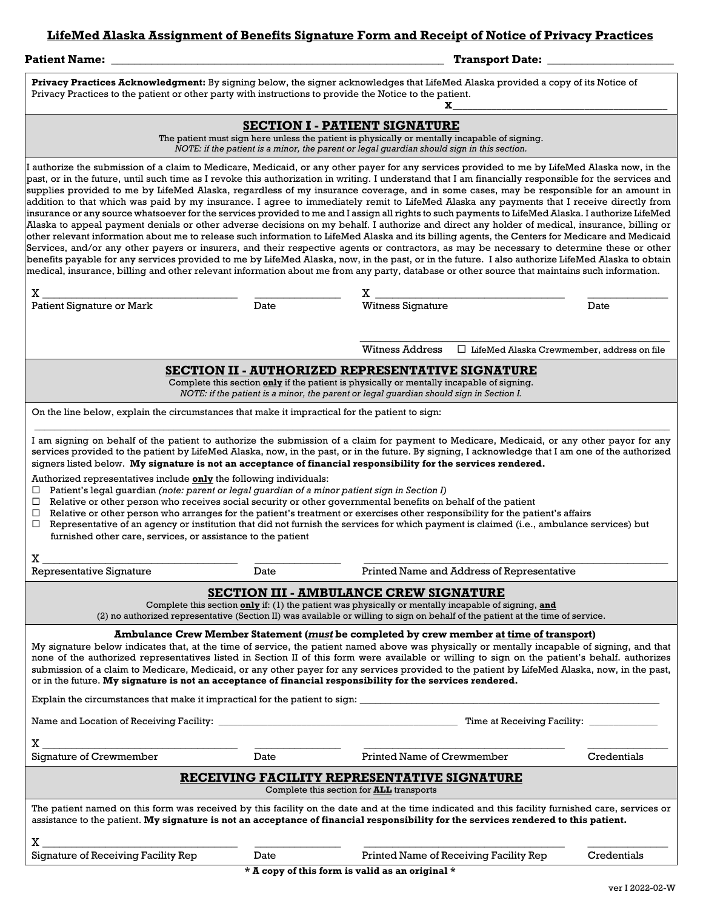## LifeMed Alaska Assignment of Benefits Signature Form and Receipt of Notice of Privacy Practices

**Patient Name:** ______________________________ **Transport Date:** ____________________

**Privacy Practices Acknowledgment:** By signing below, the signer acknowledges that LifeMed Alaska provided a copy of its Notice of Privacy Practices to the patient or other party with instructions to provide the Notice to the patient.

X______________________________

### SECTION I - PATIENT SIGNATURE

The patient must sign here unless the patient is physically or mentally incapable of signing.
*NOTE: if the patient is a minor, the parent or legal guardian should sign in this section.*

I authorize the submission of a claim to Medicare, Medicaid, or any other payer for any services provided to me by LifeMed Alaska now, in the past, or in the future, until such time as I revoke this authorization in writing. I understand that I am financially responsible for the services and supplies provided to me by LifeMed Alaska, regardless of my insurance coverage, and in some cases, may be responsible for an amount in addition to that which was paid by my insurance. I agree to immediately remit to LifeMed Alaska any payments that I receive directly from insurance or any source whatsoever for the services provided to me and I assign all rights to such payments to LifeMed Alaska. I authorize LifeMed Alaska to appeal payment denials or other adverse decisions on my behalf. I authorize and direct any holder of medical, insurance, billing or other relevant information about me to release such information to LifeMed Alaska and its billing agents, the Centers for Medicare and Medicaid Services, and/or any other payers or insurers, and their respective agents or contractors, as may be necessary to determine these or other benefits payable for any services provided to me by LifeMed Alaska, now, in the past, or in the future. I also authorize LifeMed Alaska to obtain medical, insurance, billing and other relevant information about me from any party, database or other source that maintains such information.

X ______________________ Patient Signature or Mark ____________ Date

X ______________________ Witness Signature ____________ Date

______________________ Witness Address ☐ LifeMed Alaska Crewmember, address on file

### SECTION II - AUTHORIZED REPRESENTATIVE SIGNATURE

Complete this section **only** if the patient is physically or mentally incapable of signing.
*NOTE: if the patient is a minor, the parent or legal guardian should sign in Section I.*

On the line below, explain the circumstances that make it impractical for the patient to sign:

______________________________________________________________

I am signing on behalf of the patient to authorize the submission of a claim for payment to Medicare, Medicaid, or any other payor for any services provided to the patient by LifeMed Alaska, now, in the past, or in the future. By signing, I acknowledge that I am one of the authorized signers listed below. **My signature is not an acceptance of financial responsibility for the services rendered.**

Authorized representatives include **only** the following individuals:

- ☐ Patient's legal guardian *(note: parent or legal guardian of a minor patient sign in Section I)*
- ☐ Relative or other person who receives social security or other governmental benefits on behalf of the patient
- ☐ Relative or other person who arranges for the patient's treatment or exercises other responsibility for the patient's affairs
- ☐ Representative of an agency or institution that did not furnish the services for which payment is claimed (i.e., ambulance services) but furnished other care, services, or assistance to the patient

X ______________________ Representative Signature ____________ Date ______________________ Printed Name and Address of Representative

### SECTION III - AMBULANCE CREW SIGNATURE

Complete this section **only** if: (1) the patient was physically or mentally incapable of signing, **and** (2) no authorized representative (Section II) was available or willing to sign on behalf of the patient at the time of service.

**Ambulance Crew Member Statement (*must* be completed by crew member at time of transport)**

My signature below indicates that, at the time of service, the patient named above was physically or mentally incapable of signing, and that none of the authorized representatives listed in Section II of this form were available or willing to sign on the patient's behalf. authorizes submission of a claim to Medicare, Medicaid, or any other payer for any services provided to the patient by LifeMed Alaska, now, in the past, or in the future. **My signature is not an acceptance of financial responsibility for the services rendered.**

Explain the circumstances that make it impractical for the patient to sign: ______________________________

Name and Location of Receiving Facility: ______________________ Time at Receiving Facility: ____________

X ______________________ Signature of Crewmember ____________ Date ______________________ Printed Name of Crewmember ____________ Credentials

### RECEIVING FACILITY REPRESENTATIVE SIGNATURE

Complete this section for **ALL** transports

The patient named on this form was received by this facility on the date and at the time indicated and this facility furnished care, services or assistance to the patient. **My signature is not an acceptance of financial responsibility for the services rendered to this patient.**

X ______________________ Signature of Receiving Facility Rep ____________ Date ______________________ Printed Name of Receiving Facility Rep ____________ Credentials

**\* A copy of this form is valid as an original \***

ver I 2022-02-W